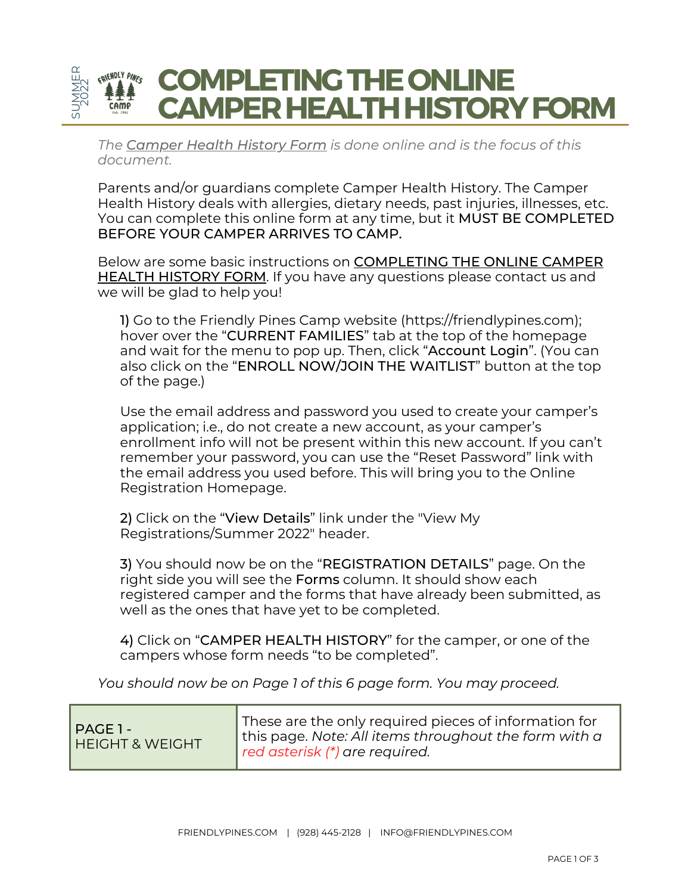SUMMER 2022

# COMPLETING THE ONLINE CAMPER HEALTH HISTORY FORM

*The **Camper Health History Form** is done online and is the focus of this document.*

Parents and/or guardians complete Camper Health History. The Camper Health History deals with allergies, dietary needs, past injuries, illnesses, etc. You can complete this online form at any time, but it MUST BE COMPLETED BEFORE YOUR CAMPER ARRIVES TO CAMP.

Below are some basic instructions on COMPLETING THE ONLINE CAMPER HEALTH HISTORY FORM. If you have any questions please contact us and we will be glad to help you!

1) Go to the Friendly Pines Camp website (https://friendlypines.com); hover over the "CURRENT FAMILIES" tab at the top of the homepage and wait for the menu to pop up. Then, click "Account Login". (You can also click on the "ENROLL NOW/JOIN THE WAITLIST" button at the top of the page.)

Use the email address and password you used to create your camper's application; i.e., do not create a new account, as your camper's enrollment info will not be present within this new account. If you can't remember your password, you can use the "Reset Password" link with the email address you used before. This will bring you to the Online Registration Homepage.

2) Click on the "View Details" link under the "View My Registrations/Summer 2022" header.

3) You should now be on the "REGISTRATION DETAILS" page. On the right side you will see the Forms column. It should show each registered camper and the forms that have already been submitted, as well as the ones that have yet to be completed.

4) Click on "CAMPER HEALTH HISTORY" for the camper, or one of the campers whose form needs "to be completed".

*You should now be on Page 1 of this 6 page form. You may proceed.*

| PAGE 1 - HEIGHT & WEIGHT | These are the only required pieces of information for this page. *Note: All items throughout the form with a red asterisk (*) are required.* |
|---|---|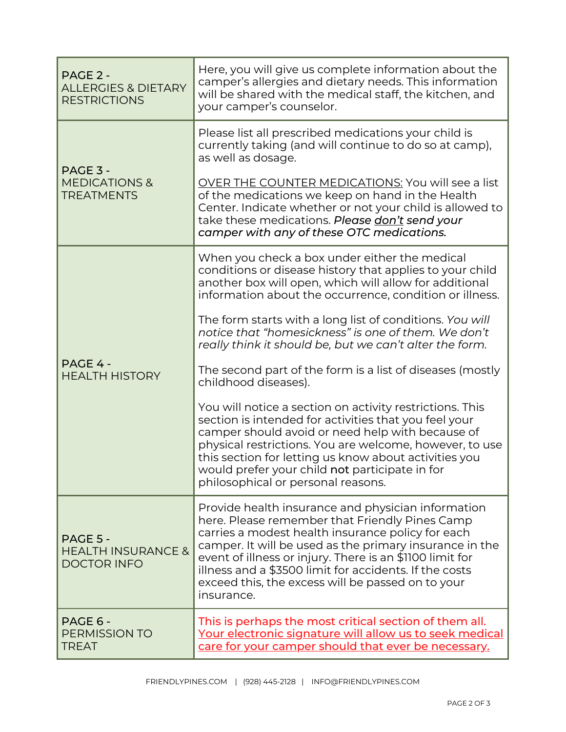| | |
|---|---|
| PAGE 2 - ALLERGIES & DIETARY RESTRICTIONS | Here, you will give us complete information about the camper's allergies and dietary needs. This information will be shared with the medical staff, the kitchen, and your camper's counselor. |
| PAGE 3 - MEDICATIONS & TREATMENTS | Please list all prescribed medications your child is currently taking (and will continue to do so at camp), as well as dosage.<br><br><u>OVER THE COUNTER MEDICATIONS:</u> You will see a list of the medications we keep on hand in the Health Center. Indicate whether or not your child is allowed to take these medications. ***Please <u>don't</u> send your camper with any of these OTC medications.*** |
| PAGE 4 - HEALTH HISTORY | When you check a box under either the medical conditions or disease history that applies to your child another box will open, which will allow for additional information about the occurrence, condition or illness.<br><br>The form starts with a long list of conditions. *You will notice that "homesickness" is one of them. We don't really think it should be, but we can't alter the form.*<br><br>The second part of the form is a list of diseases (mostly childhood diseases).<br><br>You will notice a section on activity restrictions. This section is intended for activities that you feel your camper should avoid or need help with because of physical restrictions. You are welcome, however, to use this section for letting us know about activities you would prefer your child **not** participate in for philosophical or personal reasons. |
| PAGE 5 - HEALTH INSURANCE & DOCTOR INFO | Provide health insurance and physician information here. Please remember that Friendly Pines Camp carries a modest health insurance policy for each camper. It will be used as the primary insurance in the event of illness or injury. There is an $1100 limit for illness and a $3500 limit for accidents. If the costs exceed this, the excess will be passed on to your insurance. |
| PAGE 6 - PERMISSION TO TREAT | This is perhaps the most critical section of them all. <u>Your electronic signature will allow us to seek medical care for your camper should that ever be necessary.</u> |

FRIENDLYPINES.COM | (928) 445-2128 | INFO@FRIENDLYPINES.COM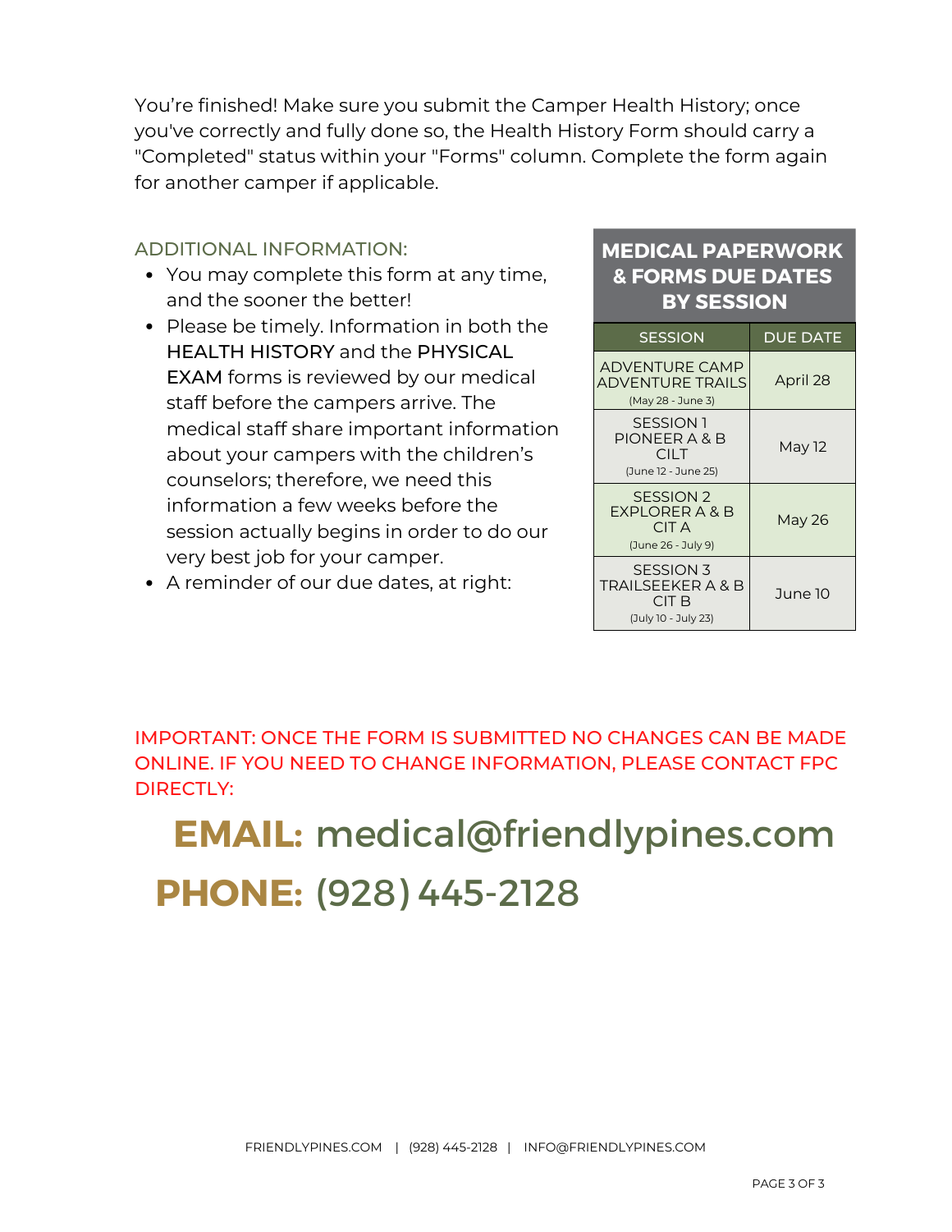You're finished! Make sure you submit the Camper Health History; once you've correctly and fully done so, the Health History Form should carry a "Completed" status within your "Forms" column. Complete the form again for another camper if applicable.

## ADDITIONAL INFORMATION:

- You may complete this form at any time, and the sooner the better!
- Please be timely. Information in both the HEALTH HISTORY and the PHYSICAL EXAM forms is reviewed by our medical staff before the campers arrive. The medical staff share important information about your campers with the children's counselors; therefore, we need this information a few weeks before the session actually begins in order to do our very best job for your camper.
- A reminder of our due dates, at right:

**MEDICAL PAPERWORK & FORMS DUE DATES BY SESSION**

| SESSION | DUE DATE |
|---|---|
| ADVENTURE CAMP<br>ADVENTURE TRAILS<br>(May 28 - June 3) | April 28 |
| SESSION 1<br>PIONEER A & B<br>CILT<br>(June 12 - June 25) | May 12 |
| SESSION 2<br>EXPLORER A & B<br>CIT A<br>(June 26 - July 9) | May 26 |
| SESSION 3<br>TRAILSEEKER A & B<br>CIT B<br>(July 10 - July 23) | June 10 |

IMPORTANT: ONCE THE FORM IS SUBMITTED NO CHANGES CAN BE MADE ONLINE. IF YOU NEED TO CHANGE INFORMATION, PLEASE CONTACT FPC DIRECTLY:

**EMAIL:** medical@friendlypines.com

**PHONE:** (928) 445-2128